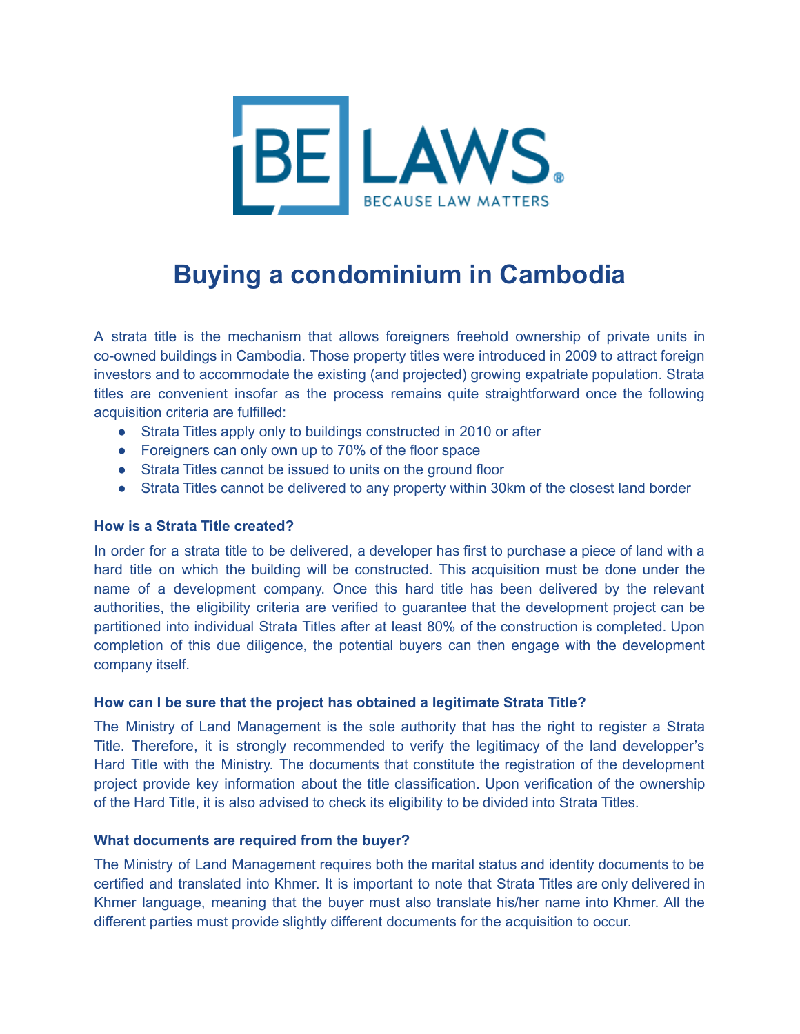BE LAWS®
BECAUSE LAW MATTERS

# Buying a condominium in Cambodia

A strata title is the mechanism that allows foreigners freehold ownership of private units in co-owned buildings in Cambodia. Those property titles were introduced in 2009 to attract foreign investors and to accommodate the existing (and projected) growing expatriate population. Strata titles are convenient insofar as the process remains quite straightforward once the following acquisition criteria are fulfilled:

- Strata Titles apply only to buildings constructed in 2010 or after
- Foreigners can only own up to 70% of the floor space
- Strata Titles cannot be issued to units on the ground floor
- Strata Titles cannot be delivered to any property within 30km of the closest land border

### How is a Strata Title created?

In order for a strata title to be delivered, a developer has first to purchase a piece of land with a hard title on which the building will be constructed. This acquisition must be done under the name of a development company. Once this hard title has been delivered by the relevant authorities, the eligibility criteria are verified to guarantee that the development project can be partitioned into individual Strata Titles after at least 80% of the construction is completed. Upon completion of this due diligence, the potential buyers can then engage with the development company itself.

### How can I be sure that the project has obtained a legitimate Strata Title?

The Ministry of Land Management is the sole authority that has the right to register a Strata Title. Therefore, it is strongly recommended to verify the legitimacy of the land developper's Hard Title with the Ministry. The documents that constitute the registration of the development project provide key information about the title classification. Upon verification of the ownership of the Hard Title, it is also advised to check its eligibility to be divided into Strata Titles.

### What documents are required from the buyer?

The Ministry of Land Management requires both the marital status and identity documents to be certified and translated into Khmer. It is important to note that Strata Titles are only delivered in Khmer language, meaning that the buyer must also translate his/her name into Khmer. All the different parties must provide slightly different documents for the acquisition to occur.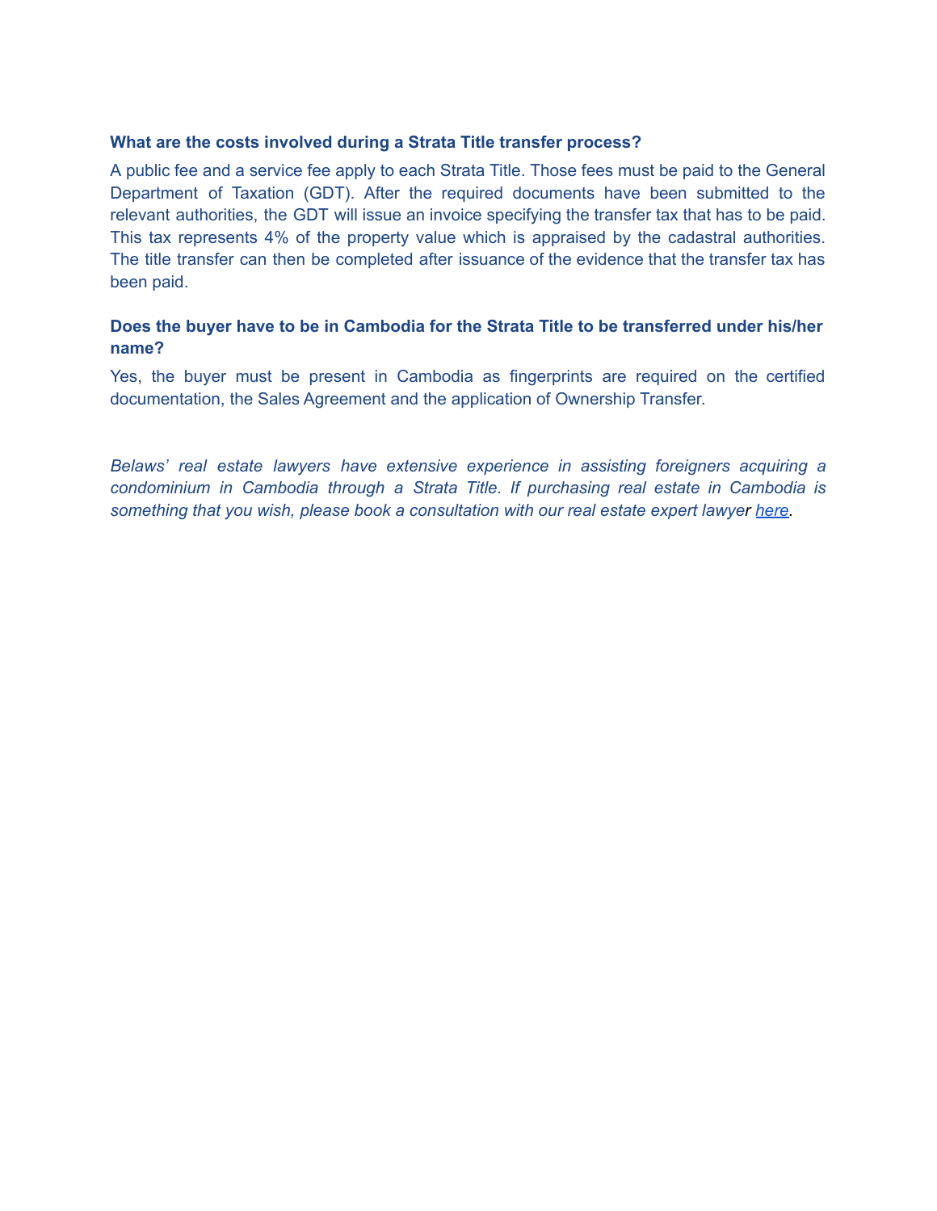**What are the costs involved during a Strata Title transfer process?**

A public fee and a service fee apply to each Strata Title. Those fees must be paid to the General Department of Taxation (GDT). After the required documents have been submitted to the relevant authorities, the GDT will issue an invoice specifying the transfer tax that has to be paid. This tax represents 4% of the property value which is appraised by the cadastral authorities. The title transfer can then be completed after issuance of the evidence that the transfer tax has been paid.

**Does the buyer have to be in Cambodia for the Strata Title to be transferred under his/her name?**

Yes, the buyer must be present in Cambodia as fingerprints are required on the certified documentation, the Sales Agreement and the application of Ownership Transfer.

*Belaws' real estate lawyers have extensive experience in assisting foreigners acquiring a condominium in Cambodia through a Strata Title. If purchasing real estate in Cambodia is something that you wish, please book a consultation with our real estate expert lawyer here.*